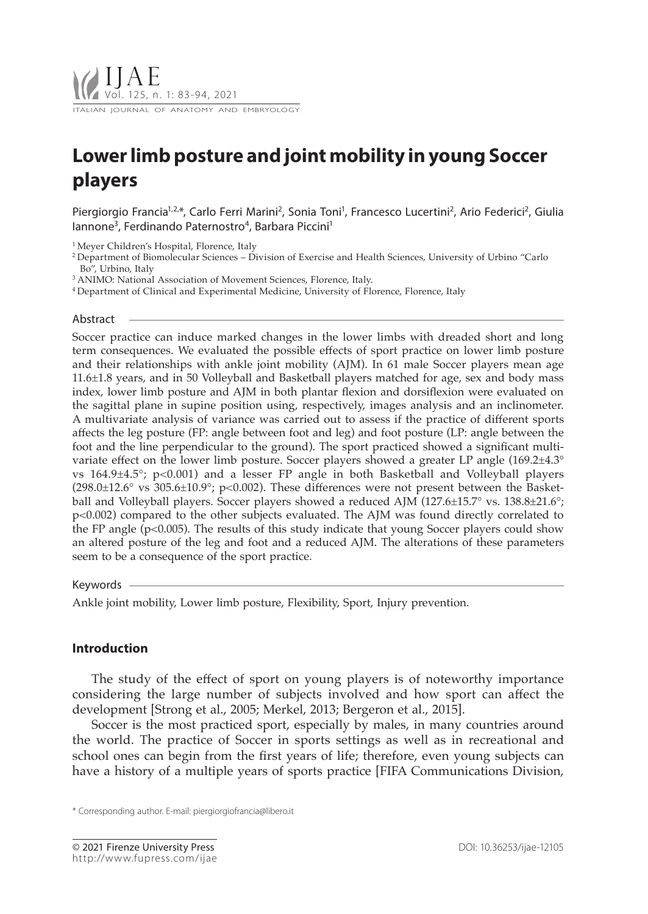# Lower limb posture and joint mobility in young Soccer players

Piergiorgio Francia[1,2,*], Carlo Ferri Marini[2], Sonia Toni[1], Francesco Lucertini[2], Ario Federici[2], Giulia Iannone[3], Ferdinando Paternostro[4], Barbara Piccini[1]

[1] Meyer Children's Hospital, Florence, Italy
[2] Department of Biomolecular Sciences – Division of Exercise and Health Sciences, University of Urbino "Carlo Bo", Urbino, Italy
[3] ANIMO: National Association of Movement Sciences, Florence, Italy.
[4] Department of Clinical and Experimental Medicine, University of Florence, Florence, Italy

## Abstract

Soccer practice can induce marked changes in the lower limbs with dreaded short and long term consequences. We evaluated the possible effects of sport practice on lower limb posture and their relationships with ankle joint mobility (AJM). In 61 male Soccer players mean age 11.6±1.8 years, and in 50 Volleyball and Basketball players matched for age, sex and body mass index, lower limb posture and AJM in both plantar flexion and dorsiflexion were evaluated on the sagittal plane in supine position using, respectively, images analysis and an inclinometer. A multivariate analysis of variance was carried out to assess if the practice of different sports affects the leg posture (FP: angle between foot and leg) and foot posture (LP: angle between the foot and the line perpendicular to the ground). The sport practiced showed a significant multivariate effect on the lower limb posture. Soccer players showed a greater LP angle (169.2±4.3° vs 164.9±4.5°; $p<0.001$) and a lesser FP angle in both Basketball and Volleyball players (298.0±12.6° vs 305.6±10.9°; $p<0.002$). These differences were not present between the Basketball and Volleyball players. Soccer players showed a reduced AJM (127.6±15.7° vs. 138.8±21.6°; $p<0.002$) compared to the other subjects evaluated. The AJM was found directly correlated to the FP angle ($p<0.005$). The results of this study indicate that young Soccer players could show an altered posture of the leg and foot and a reduced AJM. The alterations of these parameters seem to be a consequence of the sport practice.

## Keywords

Ankle joint mobility, Lower limb posture, Flexibility, Sport, Injury prevention.

## Introduction

The study of the effect of sport on young players is of noteworthy importance considering the large number of subjects involved and how sport can affect the development [Strong et al., 2005; Merkel, 2013; Bergeron et al., 2015].

Soccer is the most practiced sport, especially by males, in many countries around the world. The practice of Soccer in sports settings as well as in recreational and school ones can begin from the first years of life; therefore, even young subjects can have a history of a multiple years of sports practice [FIFA Communications Division,

* Corresponding author. E-mail: piergiorgiofrancia@libero.it

© 2021 Firenze University Press
http://www.fupress.com/ijae
DOI: 10.36253/ijae-12105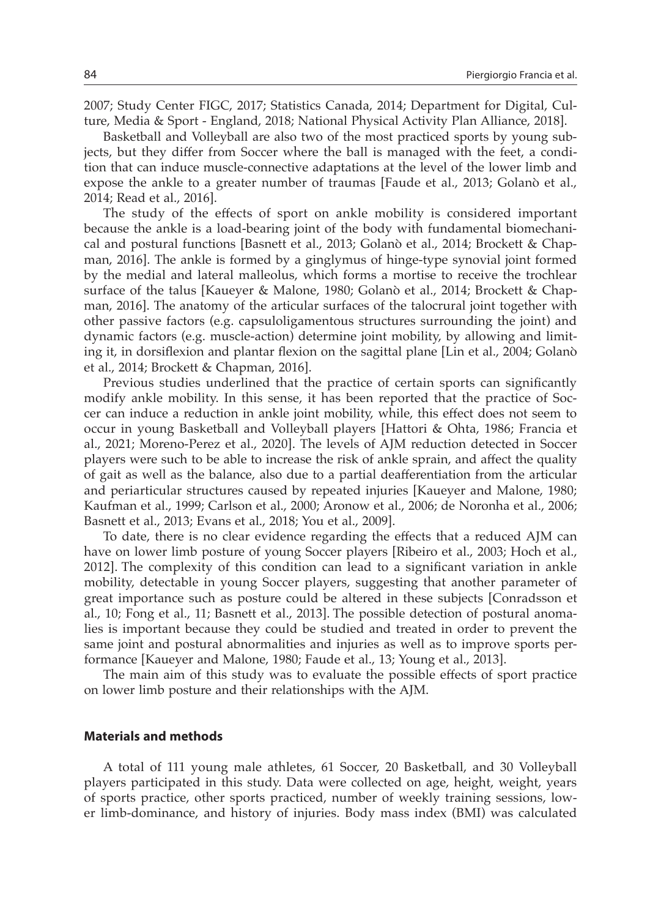2007; Study Center FIGC, 2017; Statistics Canada, 2014; Department for Digital, Culture, Media & Sport - England, 2018; National Physical Activity Plan Alliance, 2018].

Basketball and Volleyball are also two of the most practiced sports by young subjects, but they differ from Soccer where the ball is managed with the feet, a condition that can induce muscle-connective adaptations at the level of the lower limb and expose the ankle to a greater number of traumas [Faude et al., 2013; Golanò et al., 2014; Read et al., 2016].

The study of the effects of sport on ankle mobility is considered important because the ankle is a load-bearing joint of the body with fundamental biomechanical and postural functions [Basnett et al., 2013; Golanò et al., 2014; Brockett & Chapman, 2016]. The ankle is formed by a ginglymus of hinge-type synovial joint formed by the medial and lateral malleolus, which forms a mortise to receive the trochlear surface of the talus [Kaueyer & Malone, 1980; Golanò et al., 2014; Brockett & Chapman, 2016]. The anatomy of the articular surfaces of the talocrural joint together with other passive factors (e.g. capsuloligamentous structures surrounding the joint) and dynamic factors (e.g. muscle-action) determine joint mobility, by allowing and limiting it, in dorsiflexion and plantar flexion on the sagittal plane [Lin et al., 2004; Golanò et al., 2014; Brockett & Chapman, 2016].

Previous studies underlined that the practice of certain sports can significantly modify ankle mobility. In this sense, it has been reported that the practice of Soccer can induce a reduction in ankle joint mobility, while, this effect does not seem to occur in young Basketball and Volleyball players [Hattori & Ohta, 1986; Francia et al., 2021; Moreno-Perez et al., 2020]. The levels of AJM reduction detected in Soccer players were such to be able to increase the risk of ankle sprain, and affect the quality of gait as well as the balance, also due to a partial deafferentiation from the articular and periarticular structures caused by repeated injuries [Kaueyer and Malone, 1980; Kaufman et al., 1999; Carlson et al., 2000; Aronow et al., 2006; de Noronha et al., 2006; Basnett et al., 2013; Evans et al., 2018; You et al., 2009].

To date, there is no clear evidence regarding the effects that a reduced AJM can have on lower limb posture of young Soccer players [Ribeiro et al., 2003; Hoch et al., 2012]. The complexity of this condition can lead to a significant variation in ankle mobility, detectable in young Soccer players, suggesting that another parameter of great importance such as posture could be altered in these subjects [Conradsson et al., 10; Fong et al., 11; Basnett et al., 2013]. The possible detection of postural anomalies is important because they could be studied and treated in order to prevent the same joint and postural abnormalities and injuries as well as to improve sports performance [Kaueyer and Malone, 1980; Faude et al., 13; Young et al., 2013].

The main aim of this study was to evaluate the possible effects of sport practice on lower limb posture and their relationships with the AJM.

## Materials and methods

A total of 111 young male athletes, 61 Soccer, 20 Basketball, and 30 Volleyball players participated in this study. Data were collected on age, height, weight, years of sports practice, other sports practiced, number of weekly training sessions, lower limb-dominance, and history of injuries. Body mass index (BMI) was calculated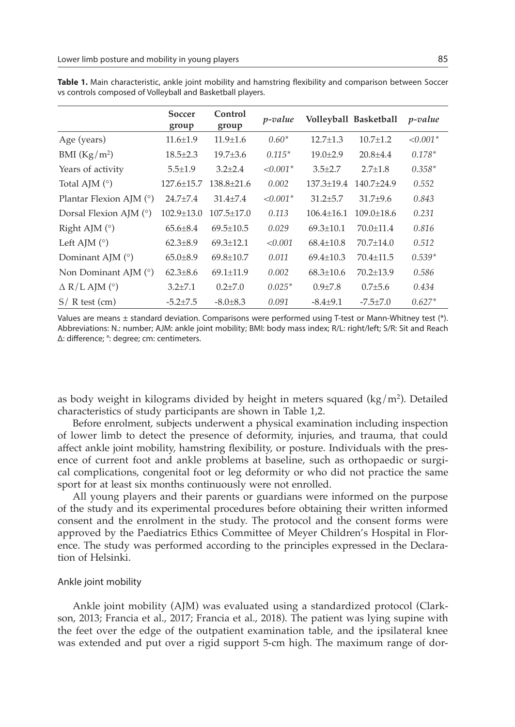**Table 1.** Main characteristic, ankle joint mobility and hamstring flexibility and comparison between Soccer vs controls composed of Volleyball and Basketball players.

| | Soccer group | Control group | *p-value* | Volleyball | Basketball | *p-value* |
|---|---|---|---|---|---|---|
| Age (years) | 11.6±1.9 | 11.9±1.6 | *0.60** | 12.7±1.3 | 10.7±1.2 | *<0.001** |
| BMI ($Kg/m^2$) | 18.5±2.3 | 19.7±3.6 | *0.115** | 19.0±2.9 | 20.8±4.4 | *0.178** |
| Years of activity | 5.5±1.9 | 3.2±2.4 | *<0.001** | 3.5±2.7 | 2.7±1.8 | *0.358** |
| Total AJM (°) | 127.6±15.7 | 138.8±21.6 | *0.002* | 137.3±19.4 | 140.7±24.9 | *0.552* |
| Plantar Flexion AJM (°) | 24.7±7.4 | 31.4±7.4 | *<0.001** | 31.2±5.7 | 31.7±9.6 | *0.843* |
| Dorsal Flexion AJM (°) | 102.9±13.0 | 107.5±17.0 | *0.113* | 106.4±16.1 | 109.0±18.6 | *0.231* |
| Right AJM (°) | 65.6±8.4 | 69.5±10.5 | *0.029* | 69.3±10.1 | 70.0±11.4 | *0.816* |
| Left AJM (°) | 62.3±8.9 | 69.3±12.1 | *<0.001* | 68.4±10.8 | 70.7±14.0 | *0.512* |
| Dominant AJM (°) | 65.0±8.9 | 69.8±10.7 | *0.011* | 69.4±10.3 | 70.4±11.5 | *0.539** |
| Non Dominant AJM (°) | 62.3±8.6 | 69.1±11.9 | *0.002* | 68.3±10.6 | 70.2±13.9 | *0.586* |
| Δ R/L AJM (°) | 3.2±7.1 | 0.2±7.0 | *0.025** | 0.9±7.8 | 0.7±5.6 | *0.434* |
| S/ R test (cm) | -5.2±7.5 | -8.0±8.3 | *0.091* | -8.4±9.1 | -7.5±7.0 | *0.627** |

Values are means ± standard deviation. Comparisons were performed using T-test or Mann-Whitney test (*). Abbreviations: N.: number; AJM: ankle joint mobility; BMI: body mass index; R/L: right/left; S/R: Sit and Reach Δ: difference; °: degree; cm: centimeters.

as body weight in kilograms divided by height in meters squared ($kg/m^2$). Detailed characteristics of study participants are shown in Table 1,2.

Before enrolment, subjects underwent a physical examination including inspection of lower limb to detect the presence of deformity, injuries, and trauma, that could affect ankle joint mobility, hamstring flexibility, or posture. Individuals with the presence of current foot and ankle problems at baseline, such as orthopaedic or surgical complications, congenital foot or leg deformity or who did not practice the same sport for at least six months continuously were not enrolled.

All young players and their parents or guardians were informed on the purpose of the study and its experimental procedures before obtaining their written informed consent and the enrolment in the study. The protocol and the consent forms were approved by the Paediatrics Ethics Committee of Meyer Children's Hospital in Florence. The study was performed according to the principles expressed in the Declaration of Helsinki.

## Ankle joint mobility

Ankle joint mobility (AJM) was evaluated using a standardized protocol (Clarkson, 2013; Francia et al., 2017; Francia et al., 2018). The patient was lying supine with the feet over the edge of the outpatient examination table, and the ipsilateral knee was extended and put over a rigid support 5-cm high. The maximum range of dor-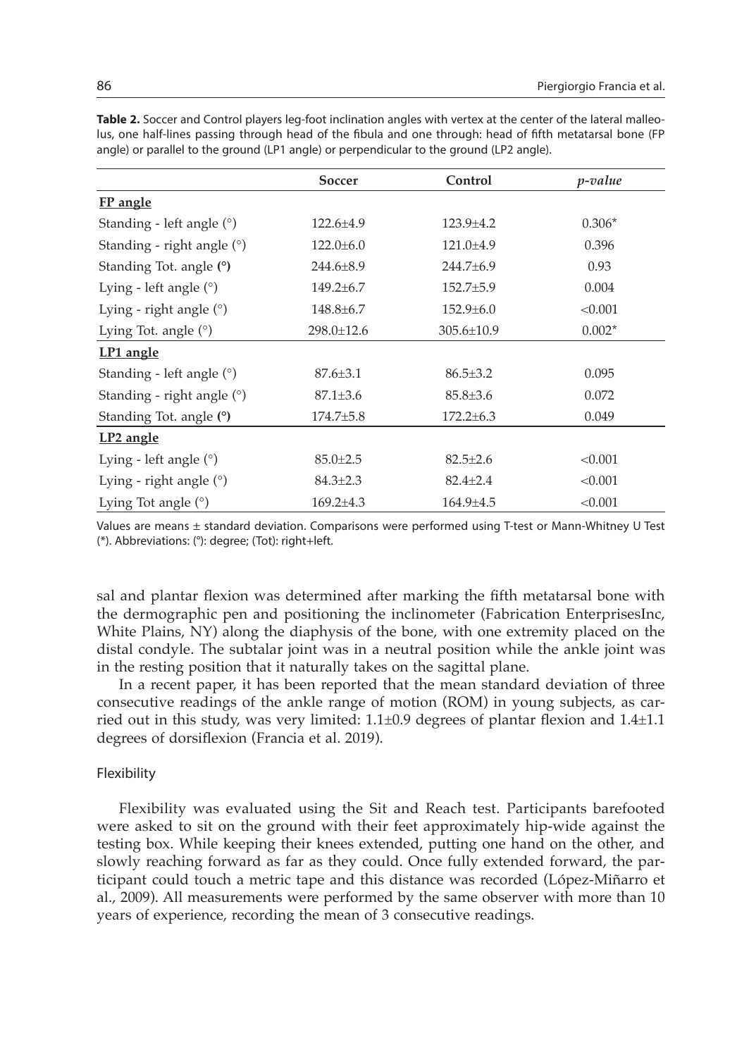**Table 2.** Soccer and Control players leg-foot inclination angles with vertex at the center of the lateral malleolus, one half-lines passing through head of the fibula and one through: head of fifth metatarsal bone (FP angle) or parallel to the ground (LP1 angle) or perpendicular to the ground (LP2 angle).

| | Soccer | Control | *p-value* |
|---|---|---|---|
| **FP angle** | | | |
| Standing - left angle (°) | 122.6±4.9 | 123.9±4.2 | 0.306* |
| Standing - right angle (°) | 122.0±6.0 | 121.0±4.9 | 0.396 |
| Standing Tot. angle **(°)** | 244.6±8.9 | 244.7±6.9 | 0.93 |
| Lying - left angle (°) | 149.2±6.7 | 152.7±5.9 | 0.004 |
| Lying - right angle (°) | 148.8±6.7 | 152.9±6.0 | <0.001 |
| Lying Tot. angle (°) | 298.0±12.6 | 305.6±10.9 | 0.002* |
| **LP1 angle** | | | |
| Standing - left angle (°) | 87.6±3.1 | 86.5±3.2 | 0.095 |
| Standing - right angle (°) | 87.1±3.6 | 85.8±3.6 | 0.072 |
| Standing Tot. angle **(°)** | 174.7±5.8 | 172.2±6.3 | 0.049 |
| **LP2 angle** | | | |
| Lying - left angle (°) | 85.0±2.5 | 82.5±2.6 | <0.001 |
| Lying - right angle (°) | 84.3±2.3 | 82.4±2.4 | <0.001 |
| Lying Tot angle (°) | 169.2±4.3 | 164.9±4.5 | <0.001 |

Values are means ± standard deviation. Comparisons were performed using T-test or Mann-Whitney U Test (*). Abbreviations: (°): degree; (Tot): right+left.

sal and plantar flexion was determined after marking the fifth metatarsal bone with the dermographic pen and positioning the inclinometer (Fabrication EnterprisesInc, White Plains, NY) along the diaphysis of the bone, with one extremity placed on the distal condyle. The subtalar joint was in a neutral position while the ankle joint was in the resting position that it naturally takes on the sagittal plane.

In a recent paper, it has been reported that the mean standard deviation of three consecutive readings of the ankle range of motion (ROM) in young subjects, as carried out in this study, was very limited: 1.1±0.9 degrees of plantar flexion and 1.4±1.1 degrees of dorsiflexion (Francia et al. 2019).

### Flexibility

Flexibility was evaluated using the Sit and Reach test. Participants barefooted were asked to sit on the ground with their feet approximately hip-wide against the testing box. While keeping their knees extended, putting one hand on the other, and slowly reaching forward as far as they could. Once fully extended forward, the participant could touch a metric tape and this distance was recorded (López-Miñarro et al., 2009). All measurements were performed by the same observer with more than 10 years of experience, recording the mean of 3 consecutive readings.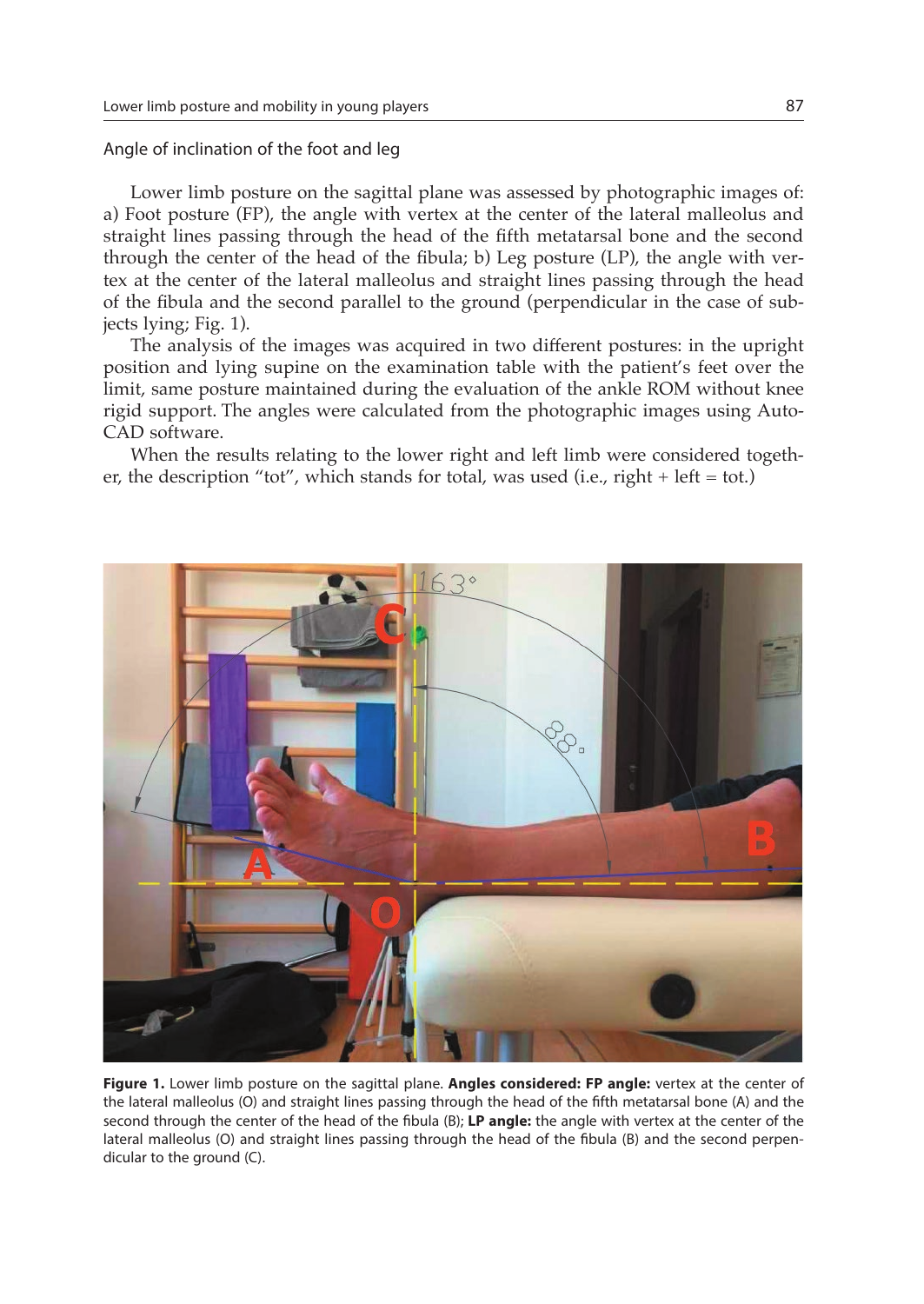Angle of inclination of the foot and leg

Lower limb posture on the sagittal plane was assessed by photographic images of: a) Foot posture (FP), the angle with vertex at the center of the lateral malleolus and straight lines passing through the head of the fifth metatarsal bone and the second through the center of the head of the fibula; b) Leg posture (LP), the angle with vertex at the center of the lateral malleolus and straight lines passing through the head of the fibula and the second parallel to the ground (perpendicular in the case of subjects lying; Fig. 1).

The analysis of the images was acquired in two different postures: in the upright position and lying supine on the examination table with the patient's feet over the limit, same posture maintained during the evaluation of the ankle ROM without knee rigid support. The angles were calculated from the photographic images using Auto-CAD software.

When the results relating to the lower right and left limb were considered together, the description "tot", which stands for total, was used (i.e., right + left = tot.)

**Figure 1.** Lower limb posture on the sagittal plane. **Angles considered: FP angle:** vertex at the center of the lateral malleolus (O) and straight lines passing through the head of the fifth metatarsal bone (A) and the second through the center of the head of the fibula (B); **LP angle:** the angle with vertex at the center of the lateral malleolus (O) and straight lines passing through the head of the fibula (B) and the second perpendicular to the ground (C).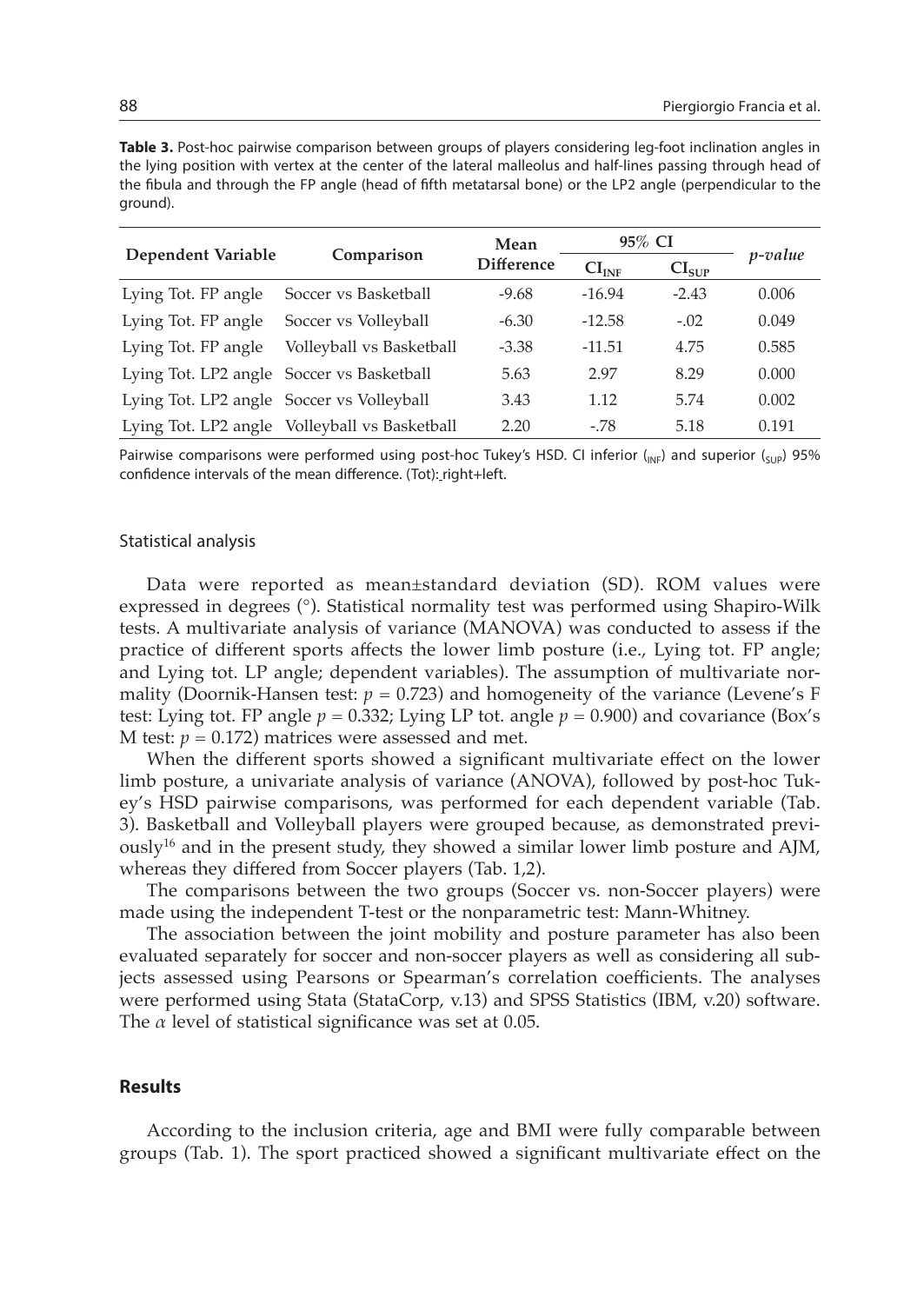**Table 3.** Post-hoc pairwise comparison between groups of players considering leg-foot inclination angles in the lying position with vertex at the center of the lateral malleolus and half-lines passing through head of the fibula and through the FP angle (head of fifth metatarsal bone) or the LP2 angle (perpendicular to the ground).

| Dependent Variable | Comparison | Mean Difference | 95% CI | | *p-value* |
|---|---|---|---|---|---|
| | | | $CI_{INF}$ | $CI_{SUP}$ | |
| Lying Tot. FP angle | Soccer vs Basketball | -9.68 | -16.94 | -2.43 | 0.006 |
| Lying Tot. FP angle | Soccer vs Volleyball | -6.30 | -12.58 | -.02 | 0.049 |
| Lying Tot. FP angle | Volleyball vs Basketball | -3.38 | -11.51 | 4.75 | 0.585 |
| Lying Tot. LP2 angle | Soccer vs Basketball | 5.63 | 2.97 | 8.29 | 0.000 |
| Lying Tot. LP2 angle | Soccer vs Volleyball | 3.43 | 1.12 | 5.74 | 0.002 |
| Lying Tot. LP2 angle | Volleyball vs Basketball | 2.20 | -.78 | 5.18 | 0.191 |

Pairwise comparisons were performed using post-hoc Tukey's HSD. CI inferior ($_{INF}$) and superior ($_{SUP}$) 95% confidence intervals of the mean difference. (Tot): right+left.

### Statistical analysis

Data were reported as mean±standard deviation (SD). ROM values were expressed in degrees (°). Statistical normality test was performed using Shapiro-Wilk tests. A multivariate analysis of variance (MANOVA) was conducted to assess if the practice of different sports affects the lower limb posture (i.e., Lying tot. FP angle; and Lying tot. LP angle; dependent variables). The assumption of multivariate normality (Doornik-Hansen test: $p = 0.723$) and homogeneity of the variance (Levene's F test: Lying tot. FP angle $p = 0.332$; Lying LP tot. angle $p = 0.900$) and covariance (Box's M test: $p = 0.172$) matrices were assessed and met.

When the different sports showed a significant multivariate effect on the lower limb posture, a univariate analysis of variance (ANOVA), followed by post-hoc Tukey's HSD pairwise comparisons, was performed for each dependent variable (Tab. 3). Basketball and Volleyball players were grouped because, as demonstrated previously[16] and in the present study, they showed a similar lower limb posture and AJM, whereas they differed from Soccer players (Tab. 1,2).

The comparisons between the two groups (Soccer vs. non-Soccer players) were made using the independent T-test or the nonparametric test: Mann-Whitney.

The association between the joint mobility and posture parameter has also been evaluated separately for soccer and non-soccer players as well as considering all subjects assessed using Pearsons or Spearman's correlation coefficients. The analyses were performed using Stata (StataCorp, v.13) and SPSS Statistics (IBM, v.20) software. The $\alpha$ level of statistical significance was set at 0.05.

## Results

According to the inclusion criteria, age and BMI were fully comparable between groups (Tab. 1). The sport practiced showed a significant multivariate effect on the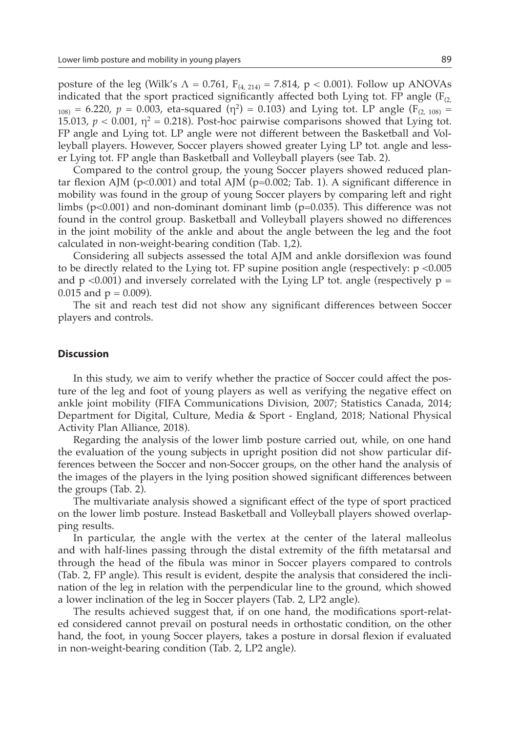posture of the leg (Wilk's $\Lambda = 0.761$, $F_{(4, 214)} = 7.814$, $p < 0.001$). Follow up ANOVAs indicated that the sport practiced significantly affected both Lying tot. FP angle ($F_{(2, 108)} = 6.220$, $p = 0.003$, eta-squared ($\eta^2$) = 0.103) and Lying tot. LP angle ($F_{(2, 108)} = 15.013$, $p < 0.001$, $\eta^2 = 0.218$). Post-hoc pairwise comparisons showed that Lying tot. FP angle and Lying tot. LP angle were not different between the Basketball and Volleyball players. However, Soccer players showed greater Lying LP tot. angle and lesser Lying tot. FP angle than Basketball and Volleyball players (see Tab. 2).

Compared to the control group, the young Soccer players showed reduced plantar flexion AJM ($p<0.001$) and total AJM ($p=0.002$; Tab. 1). A significant difference in mobility was found in the group of young Soccer players by comparing left and right limbs ($p<0.001$) and non-dominant dominant limb ($p=0.035$). This difference was not found in the control group. Basketball and Volleyball players showed no differences in the joint mobility of the ankle and about the angle between the leg and the foot calculated in non-weight-bearing condition (Tab. 1,2).

Considering all subjects assessed the total AJM and ankle dorsiflexion was found to be directly related to the Lying tot. FP supine position angle (respectively: $p < 0.005$ and $p < 0.001$) and inversely correlated with the Lying LP tot. angle (respectively $p = 0.015$ and $p = 0.009$).

The sit and reach test did not show any significant differences between Soccer players and controls.

## Discussion

In this study, we aim to verify whether the practice of Soccer could affect the posture of the leg and foot of young players as well as verifying the negative effect on ankle joint mobility (FIFA Communications Division, 2007; Statistics Canada, 2014; Department for Digital, Culture, Media & Sport - England, 2018; National Physical Activity Plan Alliance, 2018).

Regarding the analysis of the lower limb posture carried out, while, on one hand the evaluation of the young subjects in upright position did not show particular differences between the Soccer and non-Soccer groups, on the other hand the analysis of the images of the players in the lying position showed significant differences between the groups (Tab. 2).

The multivariate analysis showed a significant effect of the type of sport practiced on the lower limb posture. Instead Basketball and Volleyball players showed overlapping results.

In particular, the angle with the vertex at the center of the lateral malleolus and with half-lines passing through the distal extremity of the fifth metatarsal and through the head of the fibula was minor in Soccer players compared to controls (Tab. 2, FP angle). This result is evident, despite the analysis that considered the inclination of the leg in relation with the perpendicular line to the ground, which showed a lower inclination of the leg in Soccer players (Tab. 2, LP2 angle).

The results achieved suggest that, if on one hand, the modifications sport-related considered cannot prevail on postural needs in orthostatic condition, on the other hand, the foot, in young Soccer players, takes a posture in dorsal flexion if evaluated in non-weight-bearing condition (Tab. 2, LP2 angle).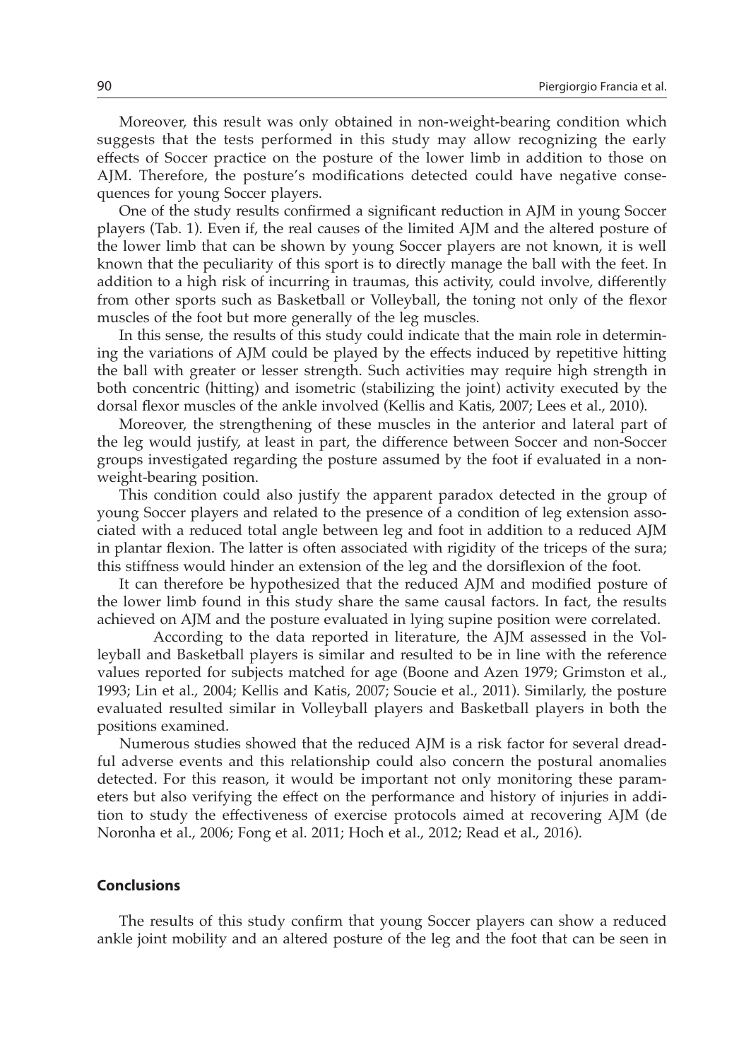Moreover, this result was only obtained in non-weight-bearing condition which suggests that the tests performed in this study may allow recognizing the early effects of Soccer practice on the posture of the lower limb in addition to those on AJM. Therefore, the posture's modifications detected could have negative consequences for young Soccer players.

One of the study results confirmed a significant reduction in AJM in young Soccer players (Tab. 1). Even if, the real causes of the limited AJM and the altered posture of the lower limb that can be shown by young Soccer players are not known, it is well known that the peculiarity of this sport is to directly manage the ball with the feet. In addition to a high risk of incurring in traumas, this activity, could involve, differently from other sports such as Basketball or Volleyball, the toning not only of the flexor muscles of the foot but more generally of the leg muscles.

In this sense, the results of this study could indicate that the main role in determining the variations of AJM could be played by the effects induced by repetitive hitting the ball with greater or lesser strength. Such activities may require high strength in both concentric (hitting) and isometric (stabilizing the joint) activity executed by the dorsal flexor muscles of the ankle involved (Kellis and Katis, 2007; Lees et al., 2010).

Moreover, the strengthening of these muscles in the anterior and lateral part of the leg would justify, at least in part, the difference between Soccer and non-Soccer groups investigated regarding the posture assumed by the foot if evaluated in a non-weight-bearing position.

This condition could also justify the apparent paradox detected in the group of young Soccer players and related to the presence of a condition of leg extension associated with a reduced total angle between leg and foot in addition to a reduced AJM in plantar flexion. The latter is often associated with rigidity of the triceps of the sura; this stiffness would hinder an extension of the leg and the dorsiflexion of the foot.

It can therefore be hypothesized that the reduced AJM and modified posture of the lower limb found in this study share the same causal factors. In fact, the results achieved on AJM and the posture evaluated in lying supine position were correlated.

According to the data reported in literature, the AJM assessed in the Volleyball and Basketball players is similar and resulted to be in line with the reference values reported for subjects matched for age (Boone and Azen 1979; Grimston et al., 1993; Lin et al., 2004; Kellis and Katis, 2007; Soucie et al., 2011). Similarly, the posture evaluated resulted similar in Volleyball players and Basketball players in both the positions examined.

Numerous studies showed that the reduced AJM is a risk factor for several dreadful adverse events and this relationship could also concern the postural anomalies detected. For this reason, it would be important not only monitoring these parameters but also verifying the effect on the performance and history of injuries in addition to study the effectiveness of exercise protocols aimed at recovering AJM (de Noronha et al., 2006; Fong et al. 2011; Hoch et al., 2012; Read et al., 2016).

## Conclusions

The results of this study confirm that young Soccer players can show a reduced ankle joint mobility and an altered posture of the leg and the foot that can be seen in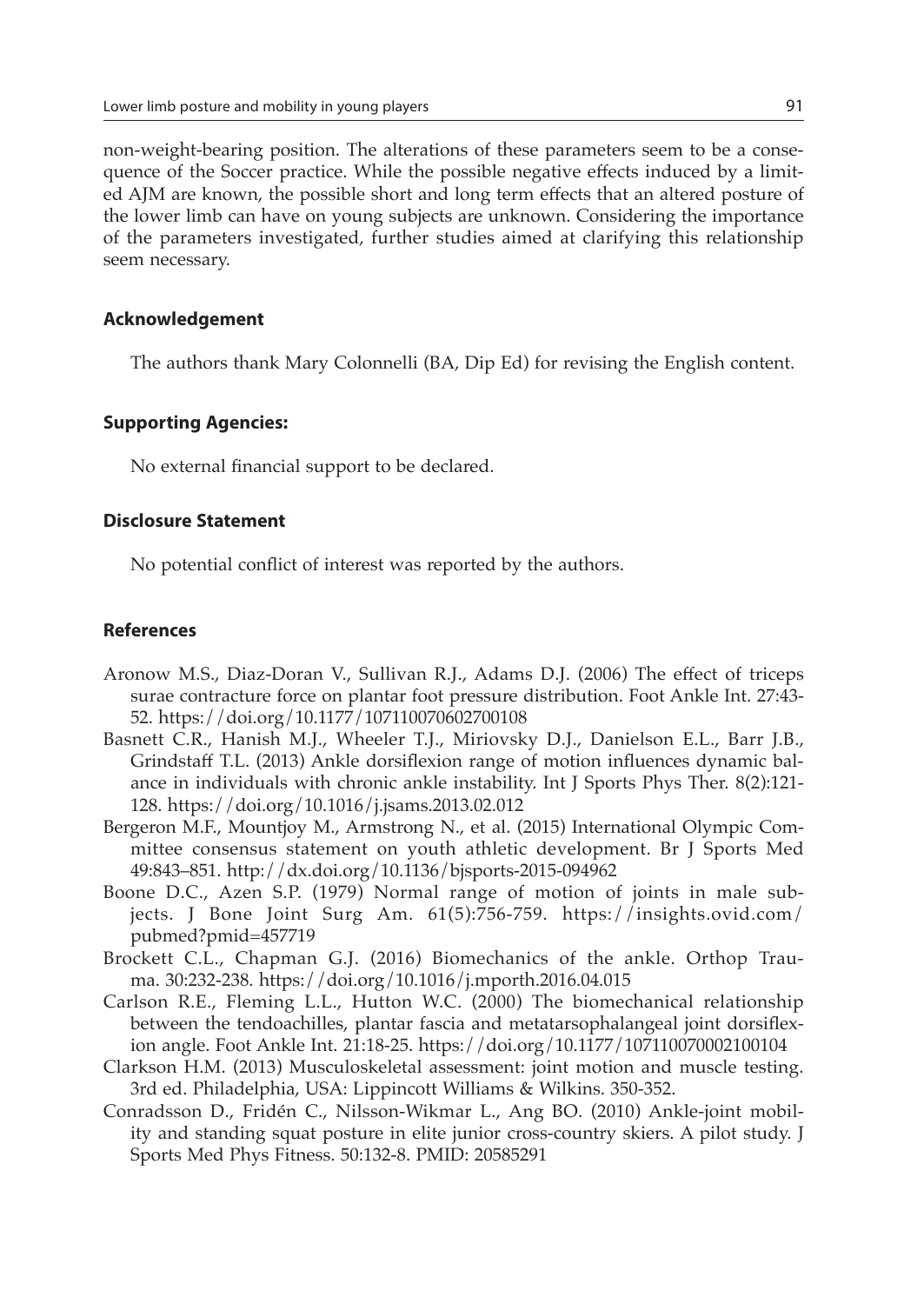non-weight-bearing position. The alterations of these parameters seem to be a consequence of the Soccer practice. While the possible negative effects induced by a limited AJM are known, the possible short and long term effects that an altered posture of the lower limb can have on young subjects are unknown. Considering the importance of the parameters investigated, further studies aimed at clarifying this relationship seem necessary.

### Acknowledgement

The authors thank Mary Colonnelli (BA, Dip Ed) for revising the English content.

### Supporting Agencies:

No external financial support to be declared.

### Disclosure Statement

No potential conflict of interest was reported by the authors.

### References

Aronow M.S., Diaz-Doran V., Sullivan R.J., Adams D.J. (2006) The effect of triceps surae contracture force on plantar foot pressure distribution. Foot Ankle Int. 27:43-52. https://doi.org/10.1177/107110070602700108

Basnett C.R., Hanish M.J., Wheeler T.J., Miriovsky D.J., Danielson E.L., Barr J.B., Grindstaff T.L. (2013) Ankle dorsiflexion range of motion influences dynamic balance in individuals with chronic ankle instability. Int J Sports Phys Ther. 8(2):121-128. https://doi.org/10.1016/j.jsams.2013.02.012

Bergeron M.F., Mountjoy M., Armstrong N., et al. (2015) International Olympic Committee consensus statement on youth athletic development. Br J Sports Med 49:843–851. http://dx.doi.org/10.1136/bjsports-2015-094962

Boone D.C., Azen S.P. (1979) Normal range of motion of joints in male subjects. J Bone Joint Surg Am. 61(5):756-759. https://insights.ovid.com/pubmed?pmid=457719

Brockett C.L., Chapman G.J. (2016) Biomechanics of the ankle. Orthop Trauma. 30:232-238. https://doi.org/10.1016/j.mporth.2016.04.015

Carlson R.E., Fleming L.L., Hutton W.C. (2000) The biomechanical relationship between the tendoachilles, plantar fascia and metatarsophalangeal joint dorsiflexion angle. Foot Ankle Int. 21:18-25. https://doi.org/10.1177/107110070002100104

Clarkson H.M. (2013) Musculoskeletal assessment: joint motion and muscle testing. 3rd ed. Philadelphia, USA: Lippincott Williams & Wilkins. 350-352.

Conradsson D., Fridén C., Nilsson-Wikmar L., Ang BO. (2010) Ankle-joint mobility and standing squat posture in elite junior cross-country skiers. A pilot study. J Sports Med Phys Fitness. 50:132-8. PMID: 20585291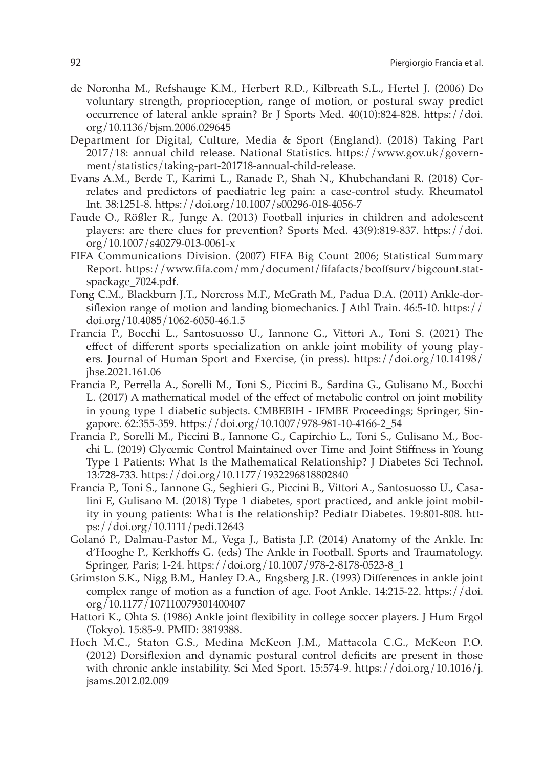de Noronha M., Refshauge K.M., Herbert R.D., Kilbreath S.L., Hertel J. (2006) Do voluntary strength, proprioception, range of motion, or postural sway predict occurrence of lateral ankle sprain? Br J Sports Med. 40(10):824-828. https://doi.org/10.1136/bjsm.2006.029645

Department for Digital, Culture, Media & Sport (England). (2018) Taking Part 2017/18: annual child release. National Statistics. https://www.gov.uk/government/statistics/taking-part-201718-annual-child-release.

Evans A.M., Berde T., Karimi L., Ranade P., Shah N., Khubchandani R. (2018) Correlates and predictors of paediatric leg pain: a case-control study. Rheumatol Int. 38:1251-8. https://doi.org/10.1007/s00296-018-4056-7

Faude O., Rößler R., Junge A. (2013) Football injuries in children and adolescent players: are there clues for prevention? Sports Med. 43(9):819-837. https://doi.org/10.1007/s40279-013-0061-x

FIFA Communications Division. (2007) FIFA Big Count 2006; Statistical Summary Report. https://www.fifa.com/mm/document/fifafacts/bcoffsurv/bigcount.statspackage_7024.pdf.

Fong C.M., Blackburn J.T., Norcross M.F., McGrath M., Padua D.A. (2011) Ankle-dorsiflexion range of motion and landing biomechanics. J Athl Train. 46:5-10. https://doi.org/10.4085/1062-6050-46.1.5

Francia P., Bocchi L., Santosuosso U., Iannone G., Vittori A., Toni S. (2021) The effect of different sports specialization on ankle joint mobility of young players. Journal of Human Sport and Exercise, (in press). https://doi.org/10.14198/jhse.2021.161.06

Francia P., Perrella A., Sorelli M., Toni S., Piccini B., Sardina G., Gulisano M., Bocchi L. (2017) A mathematical model of the effect of metabolic control on joint mobility in young type 1 diabetic subjects. CMBEBIH - IFMBE Proceedings; Springer, Singapore. 62:355-359. https://doi.org/10.1007/978-981-10-4166-2_54

Francia P., Sorelli M., Piccini B., Iannone G., Capirchio L., Toni S., Gulisano M., Bocchi L. (2019) Glycemic Control Maintained over Time and Joint Stiffness in Young Type 1 Patients: What Is the Mathematical Relationship? J Diabetes Sci Technol. 13:728-733. https://doi.org/10.1177/1932296818802840

Francia P., Toni S., Iannone G., Seghieri G., Piccini B., Vittori A., Santosuosso U., Casalini E, Gulisano M. (2018) Type 1 diabetes, sport practiced, and ankle joint mobility in young patients: What is the relationship? Pediatr Diabetes. 19:801-808. https://doi.org/10.1111/pedi.12643

Golanó P., Dalmau-Pastor M., Vega J., Batista J.P. (2014) Anatomy of the Ankle. In: d'Hooghe P., Kerkhoffs G. (eds) The Ankle in Football. Sports and Traumatology. Springer, Paris; 1-24. https://doi.org/10.1007/978-2-8178-0523-8_1

Grimston S.K., Nigg B.M., Hanley D.A., Engsberg J.R. (1993) Differences in ankle joint complex range of motion as a function of age. Foot Ankle. 14:215-22. https://doi.org/10.1177/107110079301400407

Hattori K., Ohta S. (1986) Ankle joint flexibility in college soccer players. J Hum Ergol (Tokyo). 15:85-9. PMID: 3819388.

Hoch M.C., Staton G.S., Medina McKeon J.M., Mattacola C.G., McKeon P.O. (2012) Dorsiflexion and dynamic postural control deficits are present in those with chronic ankle instability. Sci Med Sport. 15:574-9. https://doi.org/10.1016/j.jsams.2012.02.009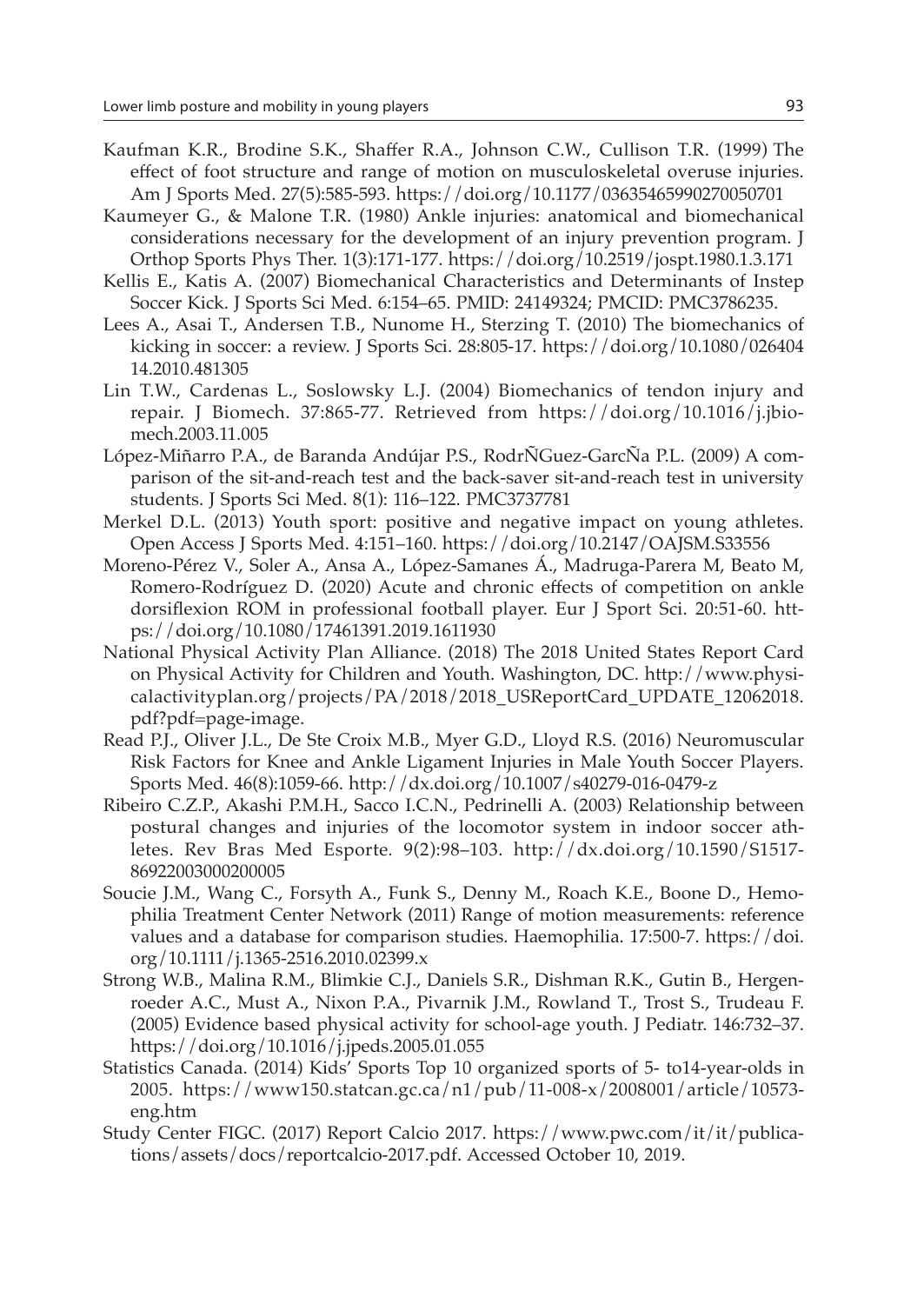Kaufman K.R., Brodine S.K., Shaffer R.A., Johnson C.W., Cullison T.R. (1999) The effect of foot structure and range of motion on musculoskeletal overuse injuries. Am J Sports Med. 27(5):585-593. https://doi.org/10.1177/03635465990270050701

Kaumeyer G., & Malone T.R. (1980) Ankle injuries: anatomical and biomechanical considerations necessary for the development of an injury prevention program. J Orthop Sports Phys Ther. 1(3):171-177. https://doi.org/10.2519/jospt.1980.1.3.171

Kellis E., Katis A. (2007) Biomechanical Characteristics and Determinants of Instep Soccer Kick. J Sports Sci Med. 6:154–65. PMID: 24149324; PMCID: PMC3786235.

Lees A., Asai T., Andersen T.B., Nunome H., Sterzing T. (2010) The biomechanics of kicking in soccer: a review. J Sports Sci. 28:805-17. https://doi.org/10.1080/02640414.2010.481305

Lin T.W., Cardenas L., Soslowsky L.J. (2004) Biomechanics of tendon injury and repair. J Biomech. 37:865-77. Retrieved from https://doi.org/10.1016/j.jbiomech.2003.11.005

López-Miñarro P.A., de Baranda Andújar P.S., RodrÑGuez-GarcÑa P.L. (2009) A comparison of the sit-and-reach test and the back-saver sit-and-reach test in university students. J Sports Sci Med. 8(1): 116–122. PMC3737781

Merkel D.L. (2013) Youth sport: positive and negative impact on young athletes. Open Access J Sports Med. 4:151–160. https://doi.org/10.2147/OAJSM.S33556

Moreno-Pérez V., Soler A., Ansa A., López-Samanes Á., Madruga-Parera M, Beato M, Romero-Rodríguez D. (2020) Acute and chronic effects of competition on ankle dorsiflexion ROM in professional football player. Eur J Sport Sci. 20:51-60. https://doi.org/10.1080/17461391.2019.1611930

National Physical Activity Plan Alliance. (2018) The 2018 United States Report Card on Physical Activity for Children and Youth. Washington, DC. http://www.physicalactivityplan.org/projects/PA/2018/2018_USReportCard_UPDATE_12062018.pdf?pdf=page-image.

Read P.J., Oliver J.L., De Ste Croix M.B., Myer G.D., Lloyd R.S. (2016) Neuromuscular Risk Factors for Knee and Ankle Ligament Injuries in Male Youth Soccer Players. Sports Med. 46(8):1059-66. http://dx.doi.org/10.1007/s40279-016-0479-z

Ribeiro C.Z.P., Akashi P.M.H., Sacco I.C.N., Pedrinelli A. (2003) Relationship between postural changes and injuries of the locomotor system in indoor soccer athletes. Rev Bras Med Esporte. 9(2):98–103. http://dx.doi.org/10.1590/S1517-86922003000200005

Soucie J.M., Wang C., Forsyth A., Funk S., Denny M., Roach K.E., Boone D., Hemophilia Treatment Center Network (2011) Range of motion measurements: reference values and a database for comparison studies. Haemophilia. 17:500-7. https://doi.org/10.1111/j.1365-2516.2010.02399.x

Strong W.B., Malina R.M., Blimkie C.J., Daniels S.R., Dishman R.K., Gutin B., Hergenroeder A.C., Must A., Nixon P.A., Pivarnik J.M., Rowland T., Trost S., Trudeau F. (2005) Evidence based physical activity for school-age youth. J Pediatr. 146:732–37. https://doi.org/10.1016/j.jpeds.2005.01.055

Statistics Canada. (2014) Kids' Sports Top 10 organized sports of 5- to14-year-olds in 2005. https://www150.statcan.gc.ca/n1/pub/11-008-x/2008001/article/10573-eng.htm

Study Center FIGC. (2017) Report Calcio 2017. https://www.pwc.com/it/it/publications/assets/docs/reportcalcio-2017.pdf. Accessed October 10, 2019.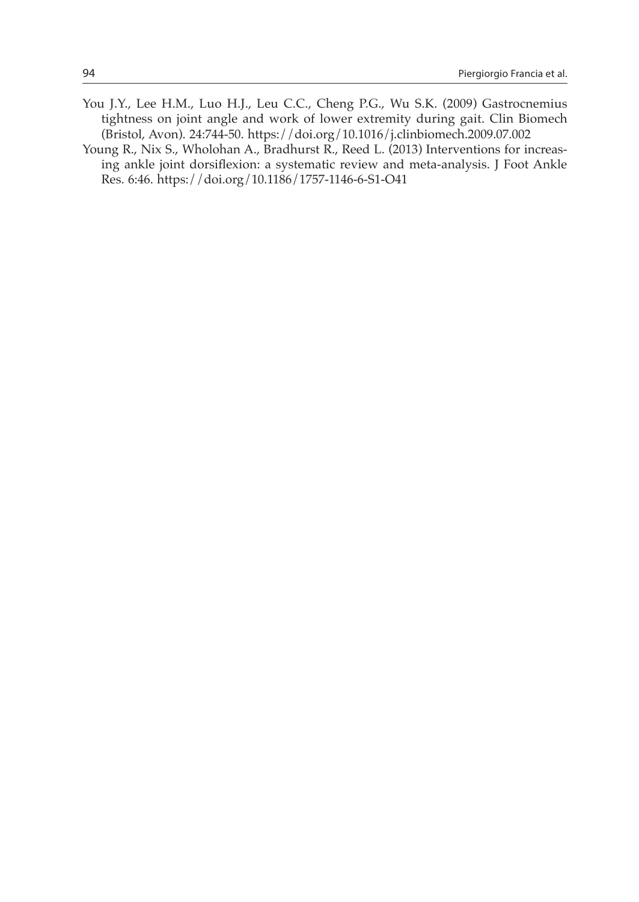You J.Y., Lee H.M., Luo H.J., Leu C.C., Cheng P.G., Wu S.K. (2009) Gastrocnemius tightness on joint angle and work of lower extremity during gait. Clin Biomech (Bristol, Avon). 24:744-50. https://doi.org/10.1016/j.clinbiomech.2009.07.002

Young R., Nix S., Wholohan A., Bradhurst R., Reed L. (2013) Interventions for increasing ankle joint dorsiflexion: a systematic review and meta-analysis. J Foot Ankle Res. 6:46. https://doi.org/10.1186/1757-1146-6-S1-O41